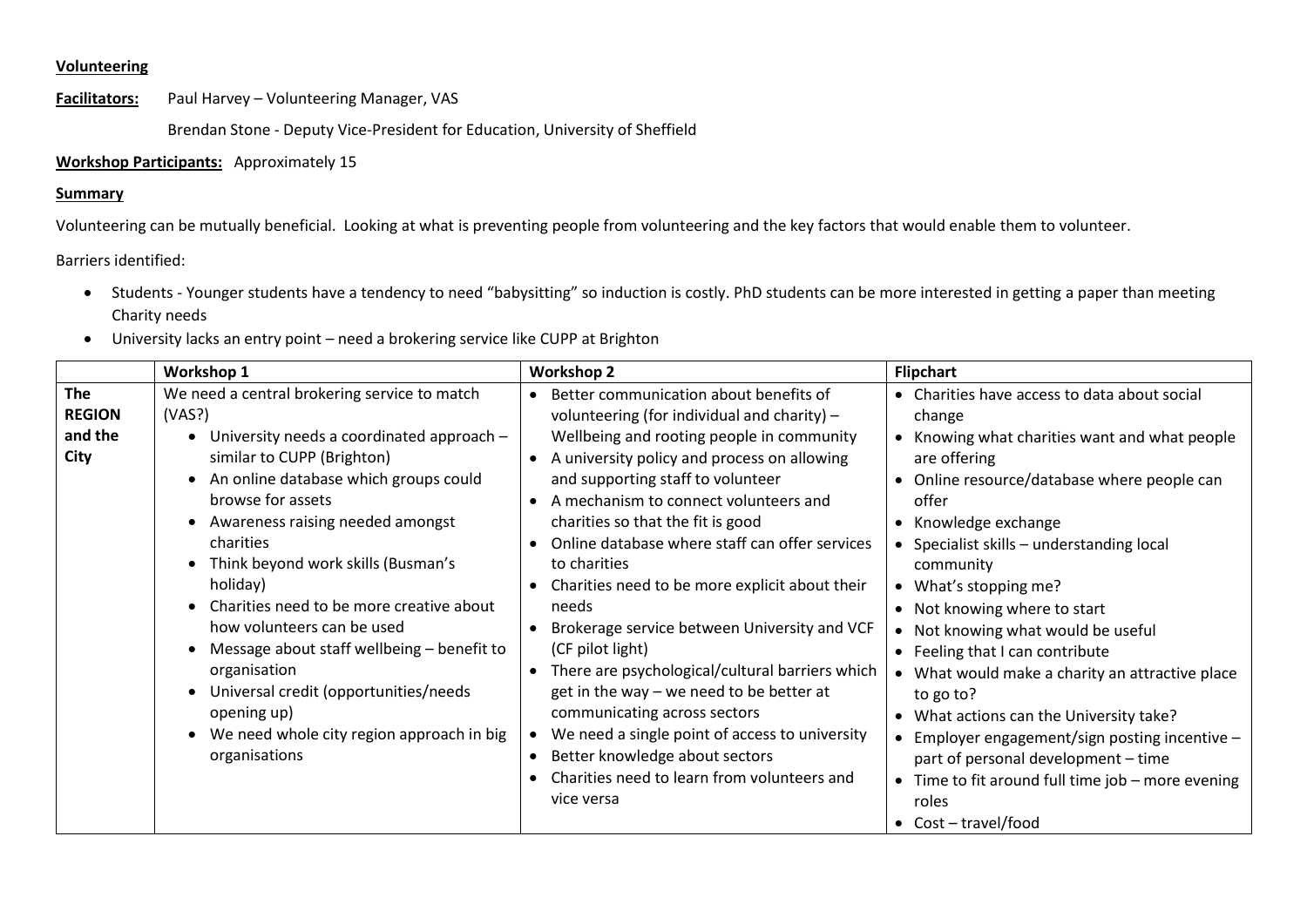**Volunteering**

**Facilitators:** Paul Harvey – Volunteering Manager, VAS

Brendan Stone - Deputy Vice-President for Education, University of Sheffield

**Workshop Participants:** Approximately 15

**Summary**

Volunteering can be mutually beneficial. Looking at what is preventing people from volunteering and the key factors that would enable them to volunteer.

Barriers identified:

- Students - Younger students have a tendency to need "babysitting" so induction is costly. PhD students can be more interested in getting a paper than meeting Charity needs
- University lacks an entry point – need a brokering service like CUPP at Brighton

| | Workshop 1 | Workshop 2 | Flipchart |
|---|---|---|---|
| **The REGION and the City** | We need a central brokering service to match (VAS?)<br>• University needs a coordinated approach – similar to CUPP (Brighton)<br>• An online database which groups could browse for assets<br>• Awareness raising needed amongst charities<br>• Think beyond work skills (Busman's holiday)<br>• Charities need to be more creative about how volunteers can be used<br>• Message about staff wellbeing – benefit to organisation<br>• Universal credit (opportunities/needs opening up)<br>• We need whole city region approach in big organisations | • Better communication about benefits of volunteering (for individual and charity) – Wellbeing and rooting people in community<br>• A university policy and process on allowing and supporting staff to volunteer<br>• A mechanism to connect volunteers and charities so that the fit is good<br>• Online database where staff can offer services to charities<br>• Charities need to be more explicit about their needs<br>• Brokerage service between University and VCF (CF pilot light)<br>• There are psychological/cultural barriers which get in the way – we need to be better at communicating across sectors<br>• We need a single point of access to university<br>• Better knowledge about sectors<br>• Charities need to learn from volunteers and vice versa | • Charities have access to data about social change<br>• Knowing what charities want and what people are offering<br>• Online resource/database where people can offer<br>• Knowledge exchange<br>• Specialist skills – understanding local community<br>• What's stopping me?<br>• Not knowing where to start<br>• Not knowing what would be useful<br>• Feeling that I can contribute<br>• What would make a charity an attractive place to go to?<br>• What actions can the University take?<br>• Employer engagement/sign posting incentive – part of personal development – time<br>• Time to fit around full time job – more evening roles<br>• Cost – travel/food |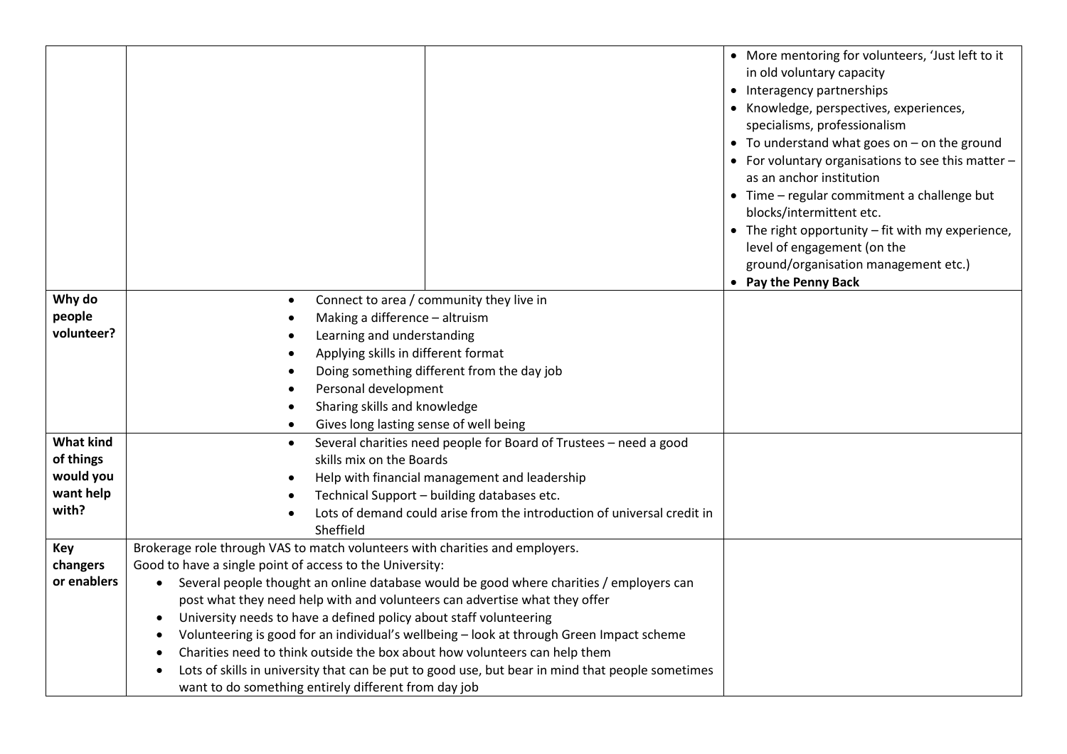| | | | |
|---|---|---|---|
| | | | • More mentoring for volunteers, 'Just left to it in old voluntary capacity<br>• Interagency partnerships<br>• Knowledge, perspectives, experiences, specialisms, professionalism<br>• To understand what goes on – on the ground<br>• For voluntary organisations to see this matter – as an anchor institution<br>• Time – regular commitment a challenge but blocks/intermittent etc.<br>• The right opportunity – fit with my experience, level of engagement (on the ground/organisation management etc.)<br>• **Pay the Penny Back** |
| **Why do people volunteer?** | • Connect to area / community they live in<br>• Making a difference – altruism<br>• Learning and understanding<br>• Applying skills in different format<br>• Doing something different from the day job<br>• Personal development<br>• Sharing skills and knowledge<br>• Gives long lasting sense of well being | | |
| **What kind of things would you want help with?** | • Several charities need people for Board of Trustees – need a good skills mix on the Boards<br>• Help with financial management and leadership<br>• Technical Support – building databases etc.<br>• Lots of demand could arise from the introduction of universal credit in Sheffield | | |
| **Key changers or enablers** | Brokerage role through VAS to match volunteers with charities and employers.<br>Good to have a single point of access to the University:<br>• Several people thought an online database would be good where charities / employers can post what they need help with and volunteers can advertise what they offer<br>• University needs to have a defined policy about staff volunteering<br>• Volunteering is good for an individual's wellbeing – look at through Green Impact scheme<br>• Charities need to think outside the box about how volunteers can help them<br>• Lots of skills in university that can be put to good use, but bear in mind that people sometimes want to do something entirely different from day job | | |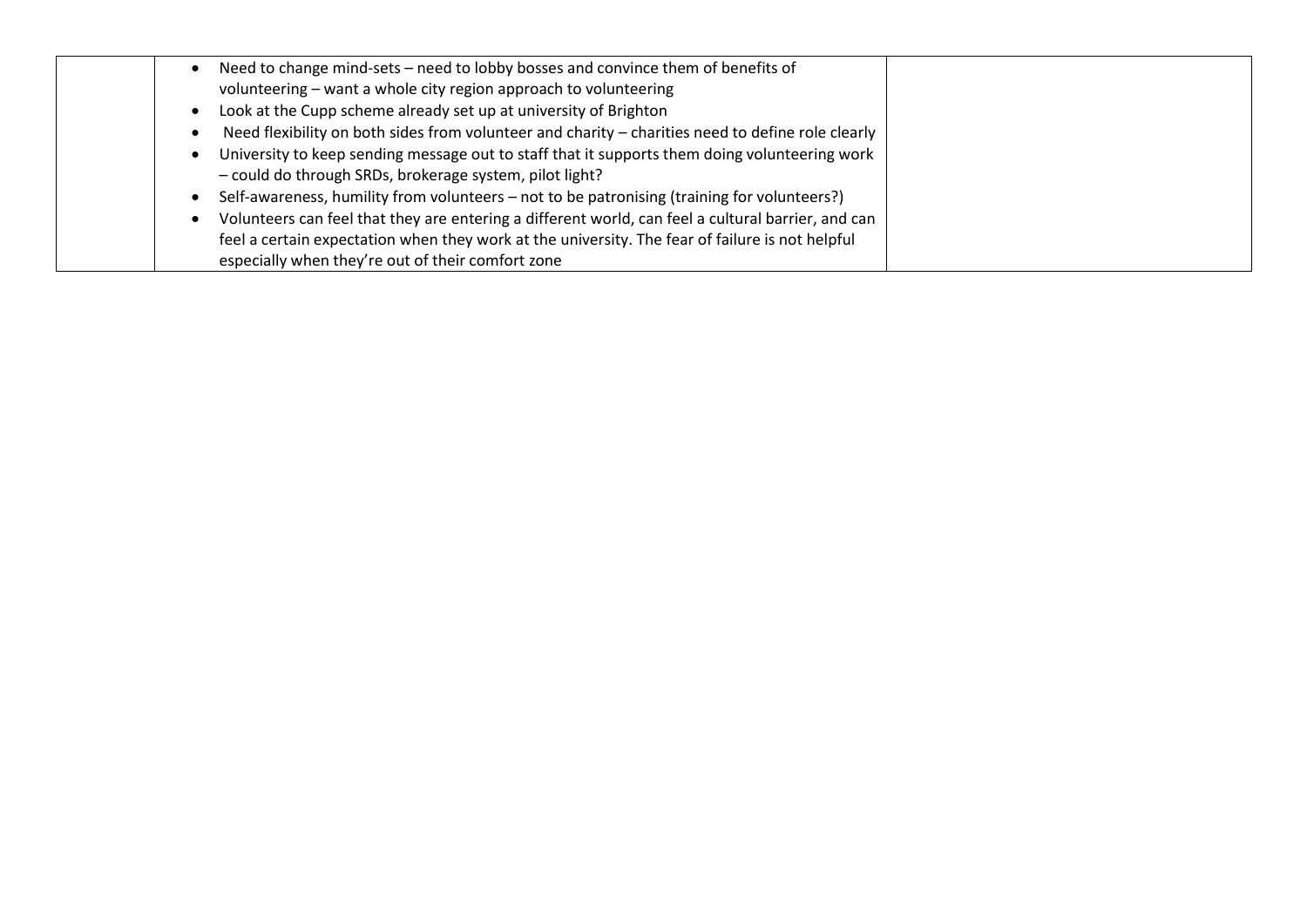| | | |
|---|---|---|
| | • Need to change mind-sets – need to lobby bosses and convince them of benefits of volunteering – want a whole city region approach to volunteering<br>• Look at the Cupp scheme already set up at university of Brighton<br>• Need flexibility on both sides from volunteer and charity – charities need to define role clearly<br>• University to keep sending message out to staff that it supports them doing volunteering work – could do through SRDs, brokerage system, pilot light?<br>• Self-awareness, humility from volunteers – not to be patronising (training for volunteers?)<br>• Volunteers can feel that they are entering a different world, can feel a cultural barrier, and can feel a certain expectation when they work at the university. The fear of failure is not helpful especially when they're out of their comfort zone | |